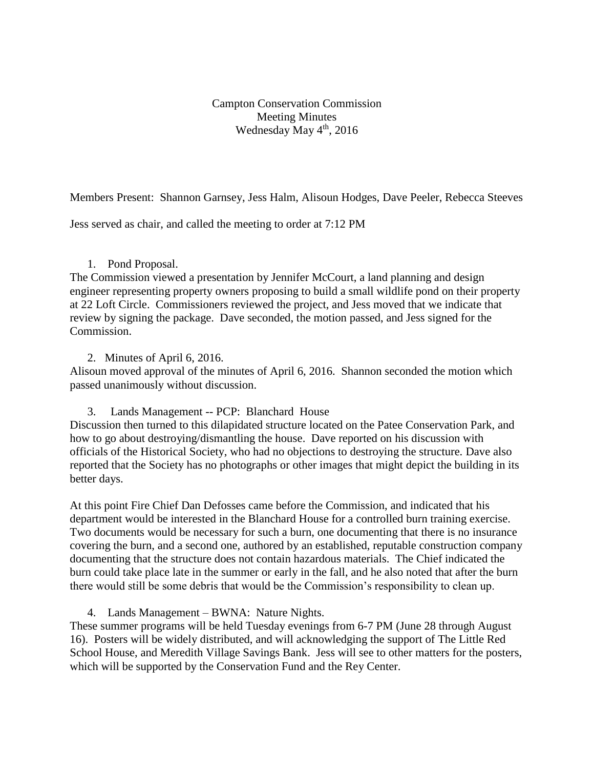Campton Conservation Commission
Meeting Minutes
Wednesday May 4th, 2016

Members Present: Shannon Garnsey, Jess Halm, Alisoun Hodges, Dave Peeler, Rebecca Steeves

Jess served as chair, and called the meeting to order at 7:12 PM

1. Pond Proposal.

The Commission viewed a presentation by Jennifer McCourt, a land planning and design engineer representing property owners proposing to build a small wildlife pond on their property at 22 Loft Circle. Commissioners reviewed the project, and Jess moved that we indicate that review by signing the package. Dave seconded, the motion passed, and Jess signed for the Commission.

2. Minutes of April 6, 2016.

Alisoun moved approval of the minutes of April 6, 2016. Shannon seconded the motion which passed unanimously without discussion.

3. Lands Management -- PCP: Blanchard House

Discussion then turned to this dilapidated structure located on the Patee Conservation Park, and how to go about destroying/dismantling the house. Dave reported on his discussion with officials of the Historical Society, who had no objections to destroying the structure. Dave also reported that the Society has no photographs or other images that might depict the building in its better days.

At this point Fire Chief Dan Defosses came before the Commission, and indicated that his department would be interested in the Blanchard House for a controlled burn training exercise. Two documents would be necessary for such a burn, one documenting that there is no insurance covering the burn, and a second one, authored by an established, reputable construction company documenting that the structure does not contain hazardous materials. The Chief indicated the burn could take place late in the summer or early in the fall, and he also noted that after the burn there would still be some debris that would be the Commission's responsibility to clean up.

4. Lands Management – BWNA: Nature Nights.

These summer programs will be held Tuesday evenings from 6-7 PM (June 28 through August 16). Posters will be widely distributed, and will acknowledging the support of The Little Red School House, and Meredith Village Savings Bank. Jess will see to other matters for the posters, which will be supported by the Conservation Fund and the Rey Center.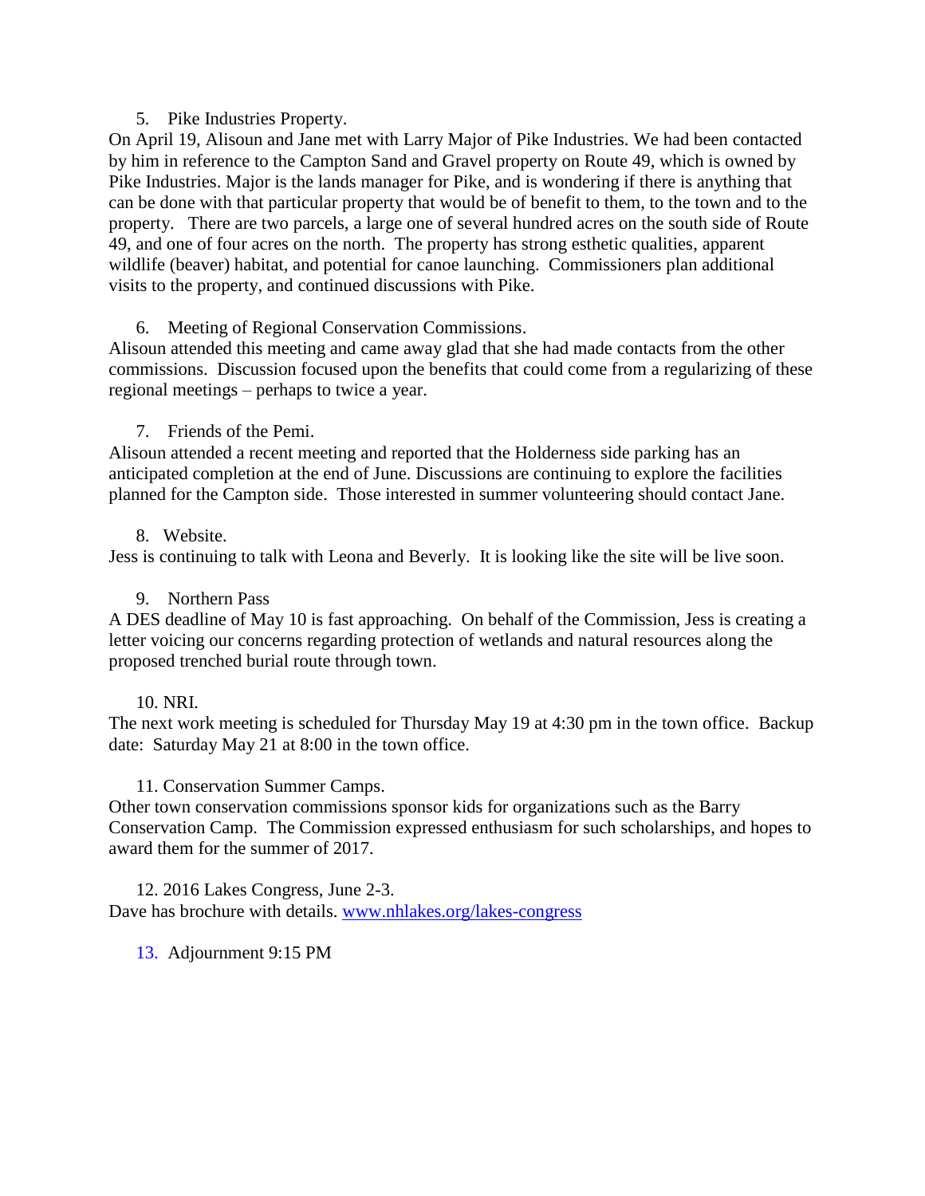5. Pike Industries Property.

On April 19, Alisoun and Jane met with Larry Major of Pike Industries. We had been contacted by him in reference to the Campton Sand and Gravel property on Route 49, which is owned by Pike Industries. Major is the lands manager for Pike, and is wondering if there is anything that can be done with that particular property that would be of benefit to them, to the town and to the property. There are two parcels, a large one of several hundred acres on the south side of Route 49, and one of four acres on the north. The property has strong esthetic qualities, apparent wildlife (beaver) habitat, and potential for canoe launching. Commissioners plan additional visits to the property, and continued discussions with Pike.

6. Meeting of Regional Conservation Commissions.

Alisoun attended this meeting and came away glad that she had made contacts from the other commissions. Discussion focused upon the benefits that could come from a regularizing of these regional meetings – perhaps to twice a year.

7. Friends of the Pemi.

Alisoun attended a recent meeting and reported that the Holderness side parking has an anticipated completion at the end of June. Discussions are continuing to explore the facilities planned for the Campton side. Those interested in summer volunteering should contact Jane.

8. Website.

Jess is continuing to talk with Leona and Beverly. It is looking like the site will be live soon.

9. Northern Pass

A DES deadline of May 10 is fast approaching. On behalf of the Commission, Jess is creating a letter voicing our concerns regarding protection of wetlands and natural resources along the proposed trenched burial route through town.

10. NRI.

The next work meeting is scheduled for Thursday May 19 at 4:30 pm in the town office. Backup date: Saturday May 21 at 8:00 in the town office.

11. Conservation Summer Camps.

Other town conservation commissions sponsor kids for organizations such as the Barry Conservation Camp. The Commission expressed enthusiasm for such scholarships, and hopes to award them for the summer of 2017.

12. 2016 Lakes Congress, June 2-3.

Dave has brochure with details. www.nhlakes.org/lakes-congress

13. Adjournment 9:15 PM